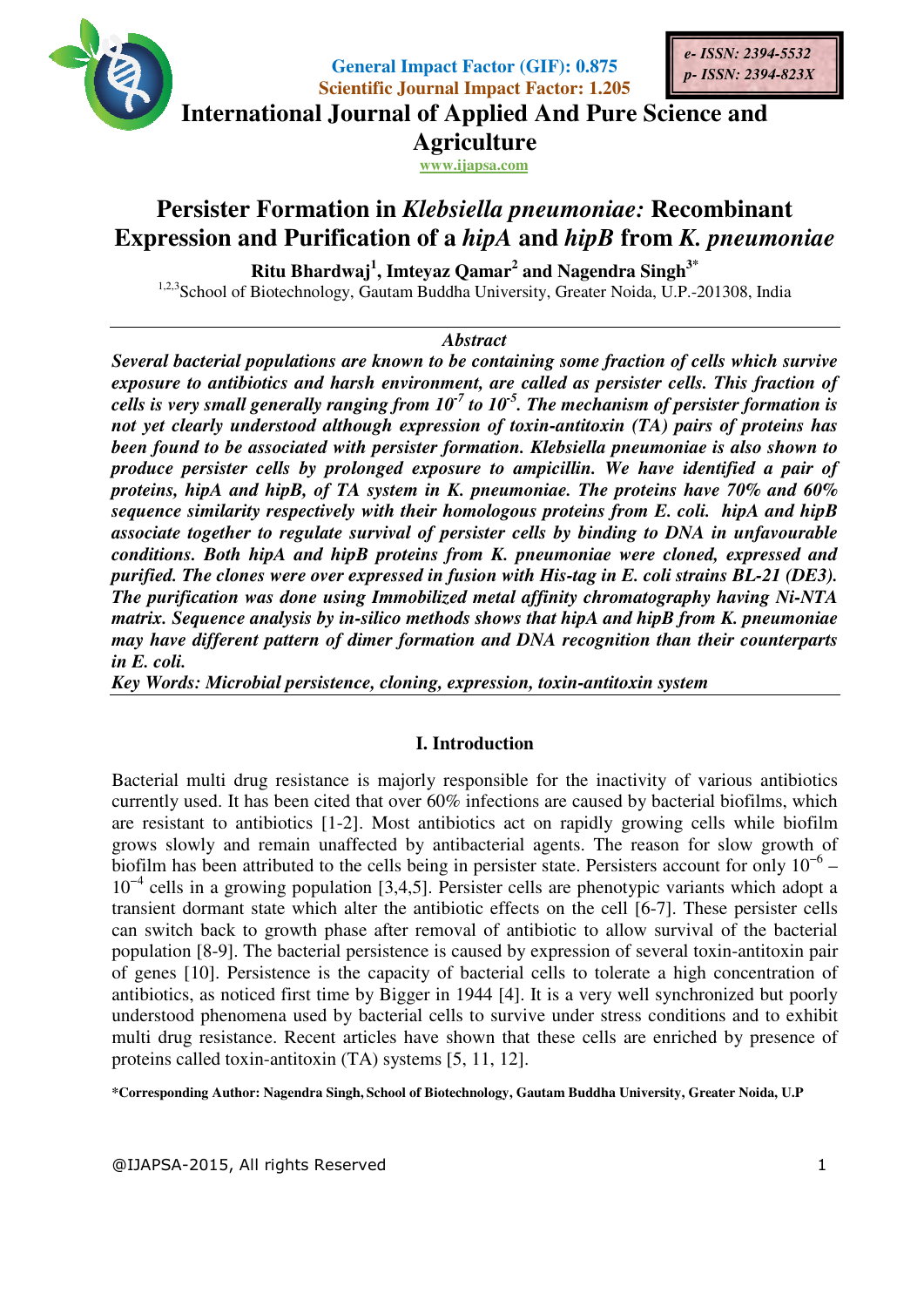General Impact Factor (GIF): 0.875
Scientific Journal Impact Factor: 1.205

e- ISSN: 2394-5532
p- ISSN: 2394-823X

# International Journal of Applied And Pure Science and Agriculture

www.ijapsa.com

## Persister Formation in *Klebsiella pneumoniae:* Recombinant Expression and Purification of a *hipA* and *hipB* from *K. pneumoniae*

**Ritu Bhardwaj[1], Imteyaz Qamar[2] and Nagendra Singh[3*]**

[1,2,3]School of Biotechnology, Gautam Buddha University, Greater Noida, U.P.-201308, India

*Abstract*

***Several bacterial populations are known to be containing some fraction of cells which survive exposure to antibiotics and harsh environment, are called as persister cells. This fraction of cells is very small generally ranging from $10^{-7}$ to $10^{-5}$. The mechanism of persister formation is not yet clearly understood although expression of toxin-antitoxin (TA) pairs of proteins has been found to be associated with persister formation. Klebsiella pneumoniae is also shown to produce persister cells by prolonged exposure to ampicillin. We have identified a pair of proteins, hipA and hipB, of TA system in K. pneumoniae. The proteins have 70% and 60% sequence similarity respectively with their homologous proteins from E. coli. hipA and hipB associate together to regulate survival of persister cells by binding to DNA in unfavourable conditions. Both hipA and hipB proteins from K. pneumoniae were cloned, expressed and purified. The clones were over expressed in fusion with His-tag in E. coli strains BL-21 (DE3). The purification was done using Immobilized metal affinity chromatography having Ni-NTA matrix. Sequence analysis by in-silico methods shows that hipA and hipB from K. pneumoniae may have different pattern of dimer formation and DNA recognition than their counterparts in E. coli.***

***Key Words: Microbial persistence, cloning, expression, toxin-antitoxin system***

### I. Introduction

Bacterial multi drug resistance is majorly responsible for the inactivity of various antibiotics currently used. It has been cited that over 60% infections are caused by bacterial biofilms, which are resistant to antibiotics [1-2]. Most antibiotics act on rapidly growing cells while biofilm grows slowly and remain unaffected by antibacterial agents. The reason for slow growth of biofilm has been attributed to the cells being in persister state. Persisters account for only $10^{-6}$ – $10^{-4}$ cells in a growing population [3,4,5]. Persister cells are phenotypic variants which adopt a transient dormant state which alter the antibiotic effects on the cell [6-7]. These persister cells can switch back to growth phase after removal of antibiotic to allow survival of the bacterial population [8-9]. The bacterial persistence is caused by expression of several toxin-antitoxin pair of genes [10]. Persistence is the capacity of bacterial cells to tolerate a high concentration of antibiotics, as noticed first time by Bigger in 1944 [4]. It is a very well synchronized but poorly understood phenomena used by bacterial cells to survive under stress conditions and to exhibit multi drug resistance. Recent articles have shown that these cells are enriched by presence of proteins called toxin-antitoxin (TA) systems [5, 11, 12].

**\*Corresponding Author: Nagendra Singh, School of Biotechnology, Gautam Buddha University, Greater Noida, U.P**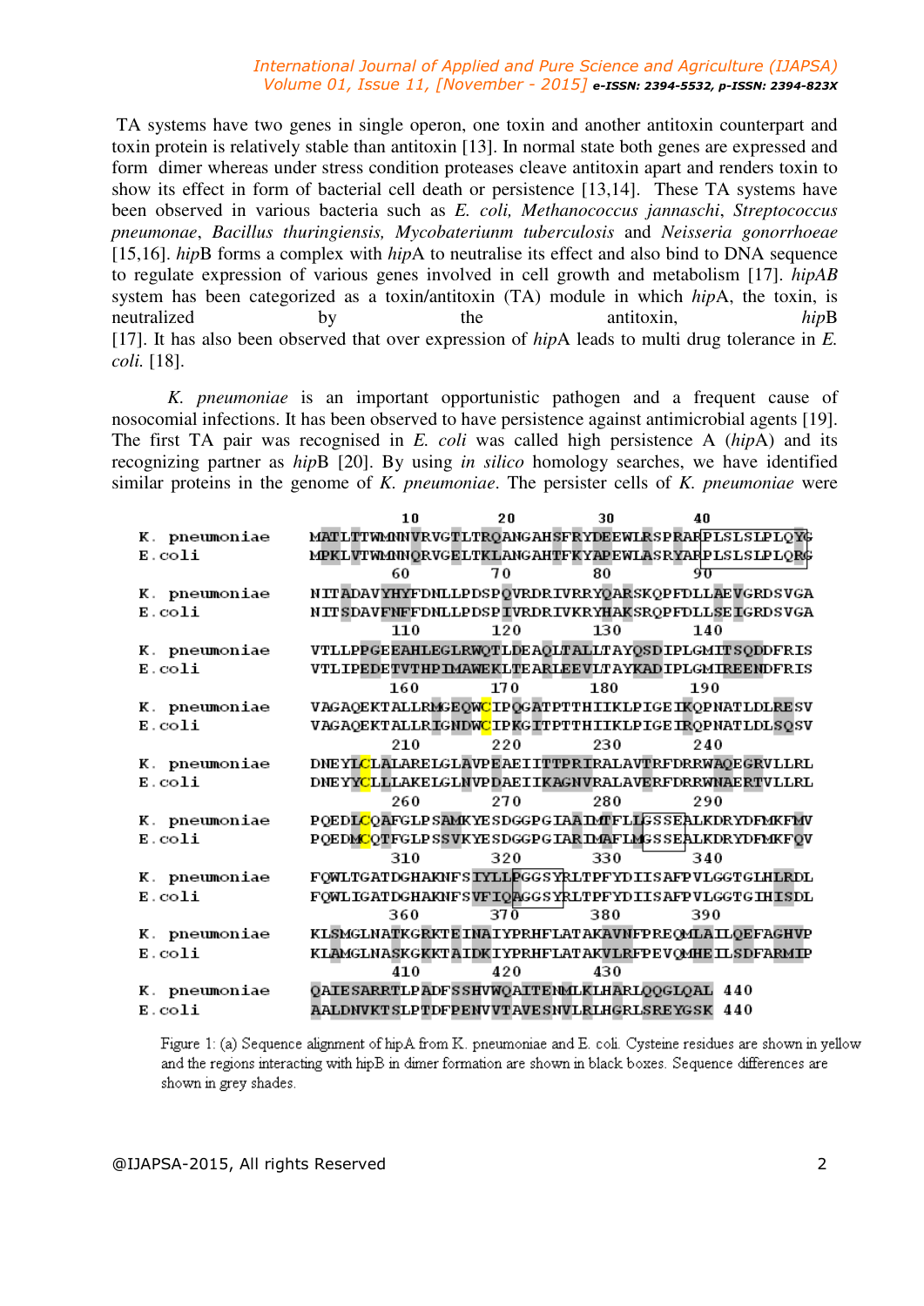TA systems have two genes in single operon, one toxin and another antitoxin counterpart and toxin protein is relatively stable than antitoxin [13]. In normal state both genes are expressed and form dimer whereas under stress condition proteases cleave antitoxin apart and renders toxin to show its effect in form of bacterial cell death or persistence [13,14]. These TA systems have been observed in various bacteria such as *E. coli, Methanococcus jannaschi*, *Streptococcus pneumonae*, *Bacillus thuringiensis, Mycobateriunm tuberculosis* and *Neisseria gonorrhoeae* [15,16]. *hip*B forms a complex with *hip*A to neutralise its effect and also bind to DNA sequence to regulate expression of various genes involved in cell growth and metabolism [17]. *hipAB* system has been categorized as a toxin/antitoxin (TA) module in which *hip*A, the toxin, is neutralized by the antitoxin, *hip*B [17]. It has also been observed that over expression of *hip*A leads to multi drug tolerance in *E. coli.* [18].

*K. pneumoniae* is an important opportunistic pathogen and a frequent cause of nosocomial infections. It has been observed to have persistence against antimicrobial agents [19]. The first TA pair was recognised in *E. coli* was called high persistence A (*hip*A) and its recognizing partner as *hip*B [20]. By using *in silico* homology searches, we have identified similar proteins in the genome of *K. pneumoniae*. The persister cells of *K. pneumoniae* were

```
                 10          20          30          40
K. pneumoniae   MATLTTWMNNVRVGTLTRQANGAHSFRYDEEWLRSPRARPLSLSLPLQYG
E.coli          MPKLVTWMNNQRVGELTKLANGAHTFKYAPEWLASRYARPLSLSLPLQRG
                 60          70          80          90
K. pneumoniae   NITADAVYHYFDNLLPDSPQVRDRIVRRYQARSKQPFDLLAEVGRDSVGA
E.coli          NITSDAVFNFFDNLLPDSPIVRDRIVKRYHAKSRQPFDLLSEIGRDSVGA
                 110         120         130         140
K. pneumoniae   VTLLPPGEEAHLEGLRWQTLDEAQLTALLTAYQSDIPLGMITSQDDFRIS
E.coli          VTLIPEDETVTHPIMAWEKLTEARLEEVLTAYKADIPLGMIREENDFRIS
                 160         170         180         190
K. pneumoniae   VAGAQEKTALLRMGEQWCIPQGATPTTHIIKLPIGEIKQPNATLDLRESV
E.coli          VAGAQEKTALLRIGNDWCIPKGITPTTHIIKLPIGEIRQPNATLDLSQSV
                 210         220         230         240
K. pneumoniae   DNEYLCLALARELGLAVPEAEIITTPRIRALAVTRFDRRWAQEGRVLLRL
E.coli          DNEYYCLLLAKELGLNVPDAEIIKAGNVRALAVERFDRRWNAERTVLLRL
                 260         270         280         290
K. pneumoniae   PQEDLCQAFGLPSAMKYESDGGPGIAAIMTFLLGSSEALKDRYDFMKFMV
E.coli          PQEDMCQTFGLPSSVKYESDGGPGIARIMAFLMGSSEALKDRYDFMKFQV
                 310         320         330         340
K. pneumoniae   FQWLTGATDGHAKNFSIYLLPGGSYRLTPFYDIISAFPVLGGTGLHLRDL
E.coli          FQWLIGATDGHAKNFSVFIQAGGSYRLTPFYDIISAFPVLGGTGIHISDL
                 360         370         380         390
K. pneumoniae   KLSMGLNATKGRKTEINAIYPRHFLATAKAVNFPREQMLAILQEFAGHVP
E.coli          KLAMGLNASKGKKTAIDKIYPRHFLATAKVLRFPEVQMHEILSDFARMIP
                 410         420         430
K. pneumoniae   QAIESARRTLPADFSSHVWQAITENMLKLHARLQQGLQAL 440
E.coli          AALDNVKTSLPTDFPENVVTAVESNVLRLHGRLSREYGSK 440
```

Figure 1: (a) Sequence alignment of hipA from K. pneumoniae and E. coli. Cysteine residues are shown in yellow and the regions interacting with hipB in dimer formation are shown in black boxes. Sequence differences are shown in grey shades.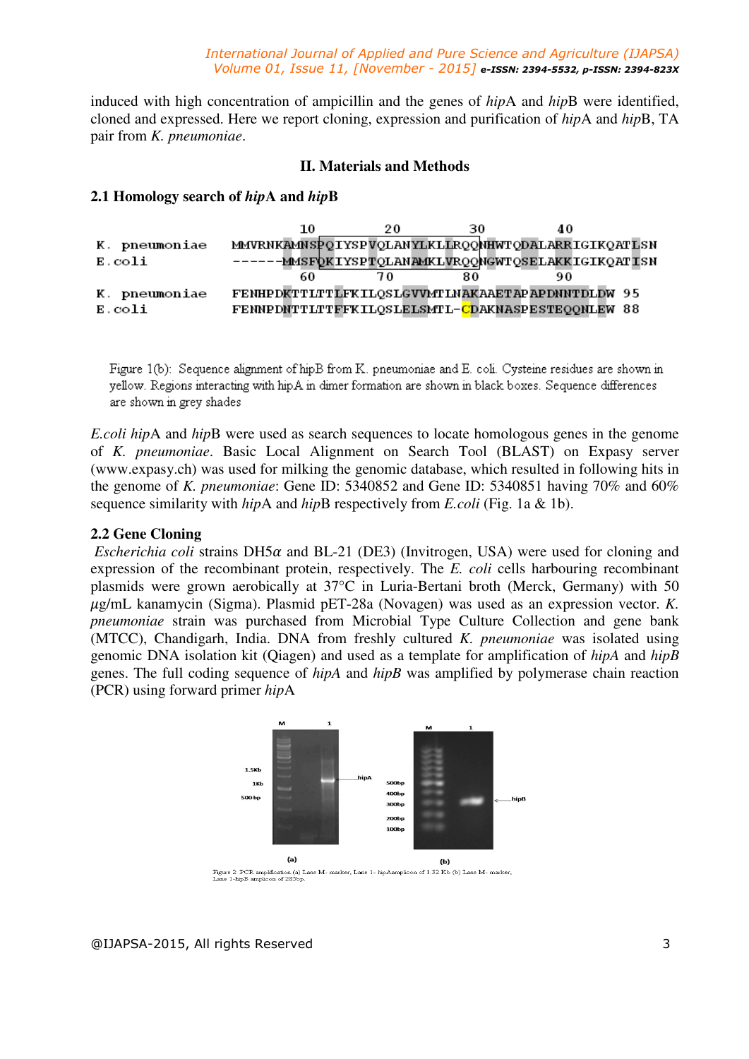induced with high concentration of ampicillin and the genes of *hip*A and *hip*B were identified, cloned and expressed. Here we report cloning, expression and purification of *hip*A and *hip*B, TA pair from *K. pneumoniae*.

## II. Materials and Methods

### 2.1 Homology search of *hip*A and *hip*B

```
                    10          20          30          40
K. pneumoniae  MMVRNKAMNSPQIYSPVQLANYLKLLRQQNHWTQDALARRIGIKQATLSN
E.coli         ------MMSFQKIYSPTQLANAMKLVRQQNGWTQSELAKKIGIKQATISN
                    60          70          80          90
K. pneumoniae  FENHPDKTTLTTLFKILQSLGVVMTLNAKAAETAPAPDNNTDLDW 95
E.coli         FENNPDNTTLTTFFKILQSLELSMTL-CDAKNASPESTEQQNLEW 88
```

Figure 1(b): Sequence alignment of hipB from K. pneumoniae and E. coli. Cysteine residues are shown in yellow. Regions interacting with hipA in dimer formation are shown in black boxes. Sequence differences are shown in grey shades

*E.coli hip*A and *hip*B were used as search sequences to locate homologous genes in the genome of *K. pneumoniae*. Basic Local Alignment on Search Tool (BLAST) on Expasy server (www.expasy.ch) was used for milking the genomic database, which resulted in following hits in the genome of *K. pneumoniae*: Gene ID: 5340852 and Gene ID: 5340851 having 70% and 60% sequence similarity with *hip*A and *hip*B respectively from *E.coli* (Fig. 1a & 1b).

### 2.2 Gene Cloning

*Escherichia coli* strains DH5α and BL-21 (DE3) (Invitrogen, USA) were used for cloning and expression of the recombinant protein, respectively. The *E. coli* cells harbouring recombinant plasmids were grown aerobically at 37°C in Luria-Bertani broth (Merck, Germany) with 50 µg/mL kanamycin (Sigma). Plasmid pET-28a (Novagen) was used as an expression vector. *K. pneumoniae* strain was purchased from Microbial Type Culture Collection and gene bank (MTCC), Chandigarh, India. DNA from freshly cultured *K. pneumoniae* was isolated using genomic DNA isolation kit (Qiagen) and used as a template for amplification of *hipA* and *hipB* genes. The full coding sequence of *hipA* and *hipB* was amplified by polymerase chain reaction (PCR) using forward primer *hip*A

Figure 2. PCR amplification (a) Lane M- marker, Lane 1- hipAamplicon of 1.32 Kb (b) Lane M- marker, Lane 1-hipB amplicon of 285bp.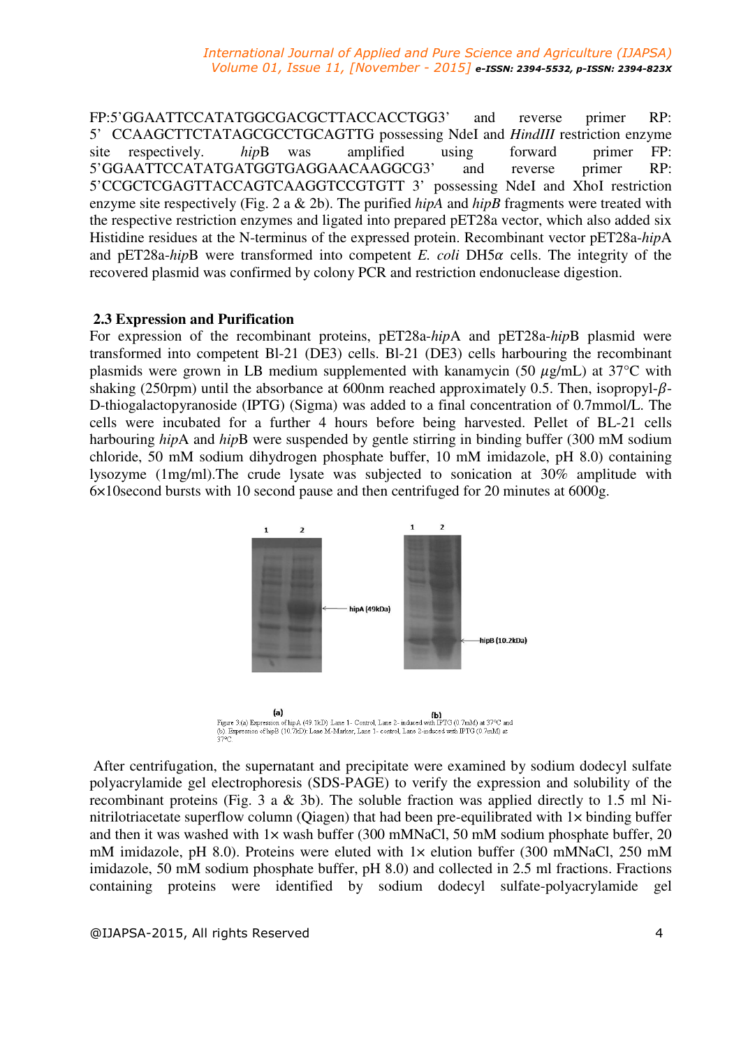FP:5'GGAATTCCATATGGCGACGCTTACCACCTGG3' and reverse primer RP: 5' CCAAGCTTCTATAGCGCCTGCAGTTG possessing NdeI and *HindIII* restriction enzyme site respectively. *hip*B was amplified using forward primer FP: 5'GGAATTCCATATGATGGTGAGGAACAAGGCG3' and reverse primer RP: 5'CCGCTCGAGTTACCAGTCAAGGTCCGTGTT 3' possessing NdeI and XhoI restriction enzyme site respectively (Fig. 2 a & 2b). The purified *hipA* and *hipB* fragments were treated with the respective restriction enzymes and ligated into prepared pET28a vector, which also added six Histidine residues at the N-terminus of the expressed protein. Recombinant vector pET28a-*hip*A and pET28a-*hip*B were transformed into competent *E. coli* DH5$\alpha$ cells. The integrity of the recovered plasmid was confirmed by colony PCR and restriction endonuclease digestion.

### 2.3 Expression and Purification

For expression of the recombinant proteins, pET28a-*hip*A and pET28a-*hip*B plasmid were transformed into competent Bl-21 (DE3) cells. Bl-21 (DE3) cells harbouring the recombinant plasmids were grown in LB medium supplemented with kanamycin (50 $\mu$g/mL) at 37°C with shaking (250rpm) until the absorbance at 600nm reached approximately 0.5. Then, isopropyl-$\beta$-D-thiogalactopyranoside (IPTG) (Sigma) was added to a final concentration of 0.7mmol/L. The cells were incubated for a further 4 hours before being harvested. Pellet of BL-21 cells harbouring *hip*A and *hip*B were suspended by gentle stirring in binding buffer (300 mM sodium chloride, 50 mM sodium dihydrogen phosphate buffer, 10 mM imidazole, pH 8.0) containing lysozyme (1mg/ml).The crude lysate was subjected to sonication at 30% amplitude with 6×10second bursts with 10 second pause and then centrifuged for 20 minutes at 6000g.

Figure 3 (a) Expression of hipA (49.1kD) Lane 1- Control, Lane 2- induced with IPTG (0.7mM) at 37°C and (b) Expression of hipB (10.7kD): Lane M-Marker, Lane 1- control, Lane 2-induced with IPTG (0.7mM) at 37°C

After centrifugation, the supernatant and precipitate were examined by sodium dodecyl sulfate polyacrylamide gel electrophoresis (SDS-PAGE) to verify the expression and solubility of the recombinant proteins (Fig. 3 a & 3b). The soluble fraction was applied directly to 1.5 ml Ni-nitrilotriacetate superflow column (Qiagen) that had been pre-equilibrated with 1× binding buffer and then it was washed with 1× wash buffer (300 mMNaCl, 50 mM sodium phosphate buffer, 20 mM imidazole, pH 8.0). Proteins were eluted with 1× elution buffer (300 mMNaCl, 250 mM imidazole, 50 mM sodium phosphate buffer, pH 8.0) and collected in 2.5 ml fractions. Fractions containing proteins were identified by sodium dodecyl sulfate-polyacrylamide gel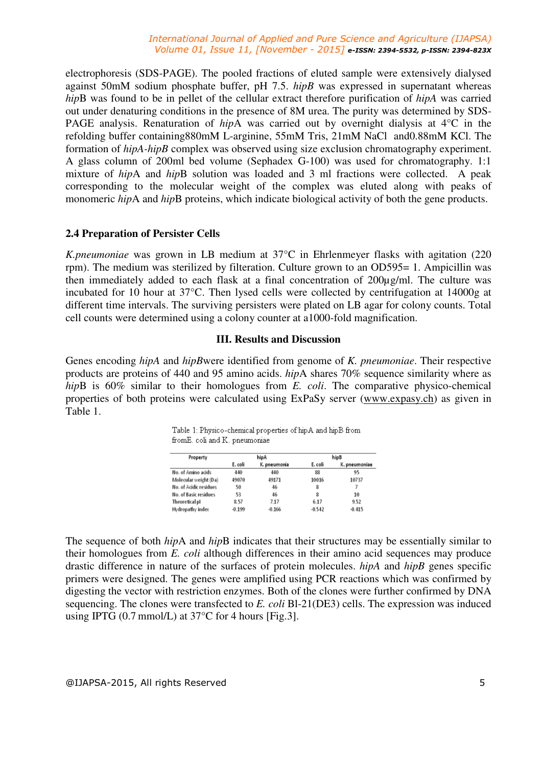electrophoresis (SDS-PAGE). The pooled fractions of eluted sample were extensively dialysed against 50mM sodium phosphate buffer, pH 7.5. *hipB* was expressed in supernatant whereas *hip*B was found to be in pellet of the cellular extract therefore purification of *hipA* was carried out under denaturing conditions in the presence of 8M urea. The purity was determined by SDS-PAGE analysis. Renaturation of *hip*A was carried out by overnight dialysis at 4°C in the refolding buffer containing880mM L-arginine, 55mM Tris, 21mM NaCl and0.88mM KCl. The formation of *hipA-hipB* complex was observed using size exclusion chromatography experiment. A glass column of 200ml bed volume (Sephadex G-100) was used for chromatography. 1:1 mixture of *hip*A and *hip*B solution was loaded and 3 ml fractions were collected. A peak corresponding to the molecular weight of the complex was eluted along with peaks of monomeric *hip*A and *hip*B proteins, which indicate biological activity of both the gene products.

## 2.4 Preparation of Persister Cells

*K.pneumoniae* was grown in LB medium at 37°C in Ehrlenmeyer flasks with agitation (220 rpm). The medium was sterilized by filteration. Culture grown to an OD595= 1. Ampicillin was then immediately added to each flask at a final concentration of 200µg/ml. The culture was incubated for 10 hour at 37°C. Then lysed cells were collected by centrifugation at 14000g at different time intervals. The surviving persisters were plated on LB agar for colony counts. Total cell counts were determined using a colony counter at a1000-fold magnification.

## III. Results and Discussion

Genes encoding *hipA* and *hipB*were identified from genome of *K. pneumoniae*. Their respective products are proteins of 440 and 95 amino acids. *hip*A shares 70% sequence similarity where as *hip*B is 60% similar to their homologues from *E. coli*. The comparative physico-chemical properties of both proteins were calculated using ExPaSy server (www.expasy.ch) as given in Table 1.

Table 1: Physico-chemical properties of hipA and hipB from fromE. coli and K. pneumoniae

| Property | hipA | | hipB | |
|---|---|---|---|---|
| | E. coli | K. pneumonia | E. coli | K. pneumoniae |
| No. of Amino acids | 440 | 440 | 88 | 95 |
| Molecular weight (Da) | 49070 | 49171 | 10016 | 10737 |
| No. of Acidic residues | 50 | 46 | 8 | 7 |
| No. of Basic residues | 53 | 46 | 8 | 10 |
| Theoretical pI | 8.57 | 7.17 | 6.17 | 9.52 |
| Hydropathy index | -0.199 | -0.166 | -0.542 | -0.415 |

The sequence of both *hip*A and *hip*B indicates that their structures may be essentially similar to their homologues from *E. coli* although differences in their amino acid sequences may produce drastic difference in nature of the surfaces of protein molecules. *hipA* and *hipB* genes specific primers were designed. The genes were amplified using PCR reactions which was confirmed by digesting the vector with restriction enzymes. Both of the clones were further confirmed by DNA sequencing. The clones were transfected to *E. coli* Bl-21(DE3) cells. The expression was induced using IPTG (0.7 mmol/L) at 37°C for 4 hours [Fig.3].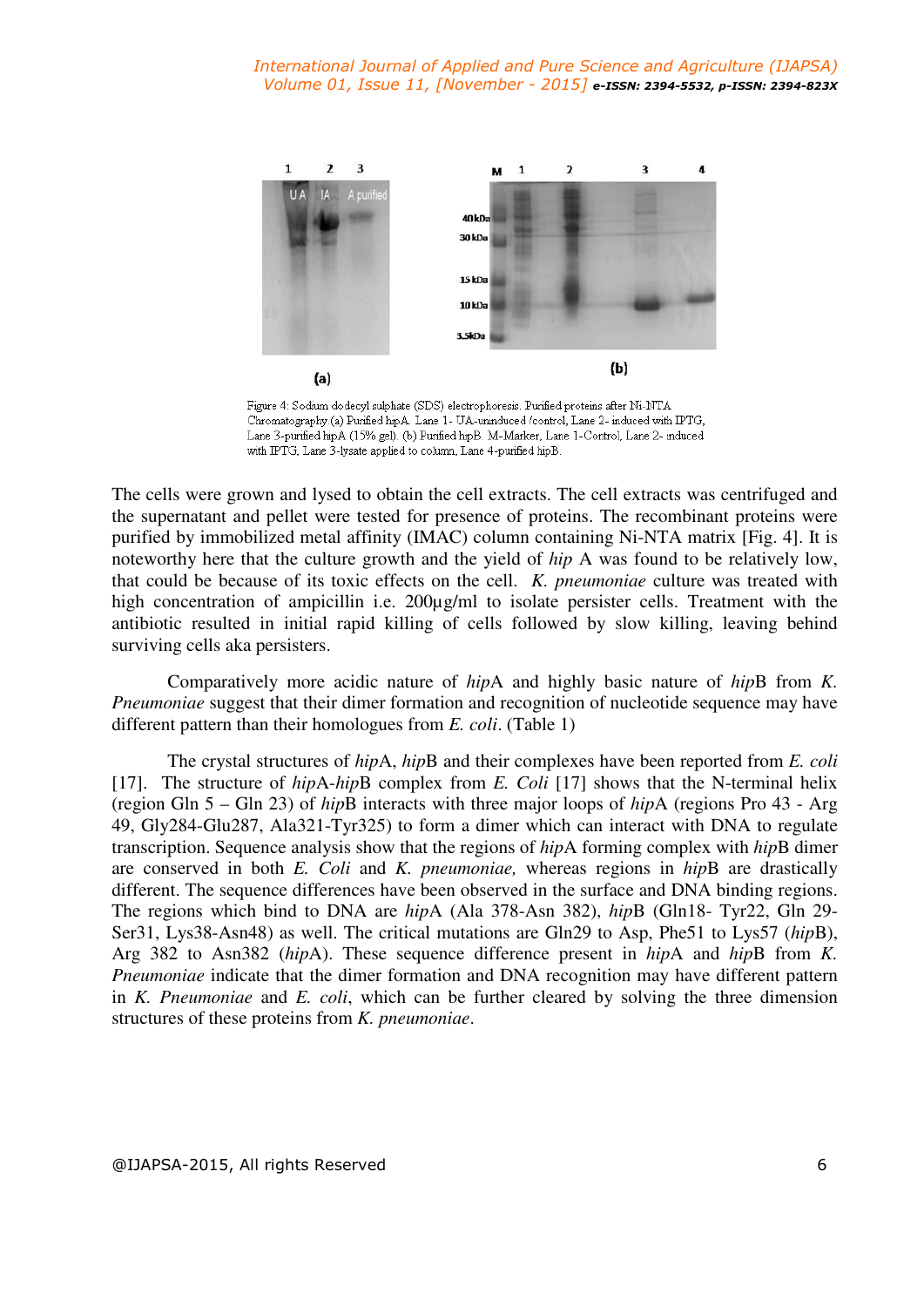Figure 4: Sodium dodecyl sulphate (SDS) electrophoresis. Purified proteins after Ni-NTA Chromatography (a) Purified hipA. Lane 1- UA-uninduced /control, Lane 2- induced with IPTG, Lane 3-purified hipA (15% gel). (b) Purified hipB. M-Marker, Lane 1-Control, Lane 2- induced with IPTG, Lane 3-lysate applied to column, Lane 4-purified hipB.

The cells were grown and lysed to obtain the cell extracts. The cell extracts was centrifuged and the supernatant and pellet were tested for presence of proteins. The recombinant proteins were purified by immobilized metal affinity (IMAC) column containing Ni-NTA matrix [Fig. 4]. It is noteworthy here that the culture growth and the yield of *hip* A was found to be relatively low, that could be because of its toxic effects on the cell. *K. pneumoniae* culture was treated with high concentration of ampicillin i.e. 200µg/ml to isolate persister cells. Treatment with the antibiotic resulted in initial rapid killing of cells followed by slow killing, leaving behind surviving cells aka persisters.

Comparatively more acidic nature of *hip*A and highly basic nature of *hip*B from *K. Pneumoniae* suggest that their dimer formation and recognition of nucleotide sequence may have different pattern than their homologues from *E. coli*. (Table 1)

The crystal structures of *hip*A, *hip*B and their complexes have been reported from *E. coli* [17]. The structure of *hip*A-*hip*B complex from *E. Coli* [17] shows that the N-terminal helix (region Gln 5 – Gln 23) of *hip*B interacts with three major loops of *hip*A (regions Pro 43 - Arg 49, Gly284-Glu287, Ala321-Tyr325) to form a dimer which can interact with DNA to regulate transcription. Sequence analysis show that the regions of *hip*A forming complex with *hip*B dimer are conserved in both *E. Coli* and *K. pneumoniae,* whereas regions in *hip*B are drastically different. The sequence differences have been observed in the surface and DNA binding regions. The regions which bind to DNA are *hip*A (Ala 378-Asn 382), *hip*B (Gln18- Tyr22, Gln 29-Ser31, Lys38-Asn48) as well. The critical mutations are Gln29 to Asp, Phe51 to Lys57 (*hip*B), Arg 382 to Asn382 (*hip*A). These sequence difference present in *hip*A and *hip*B from *K. Pneumoniae* indicate that the dimer formation and DNA recognition may have different pattern in *K. Pneumoniae* and *E. coli*, which can be further cleared by solving the three dimension structures of these proteins from *K. pneumoniae*.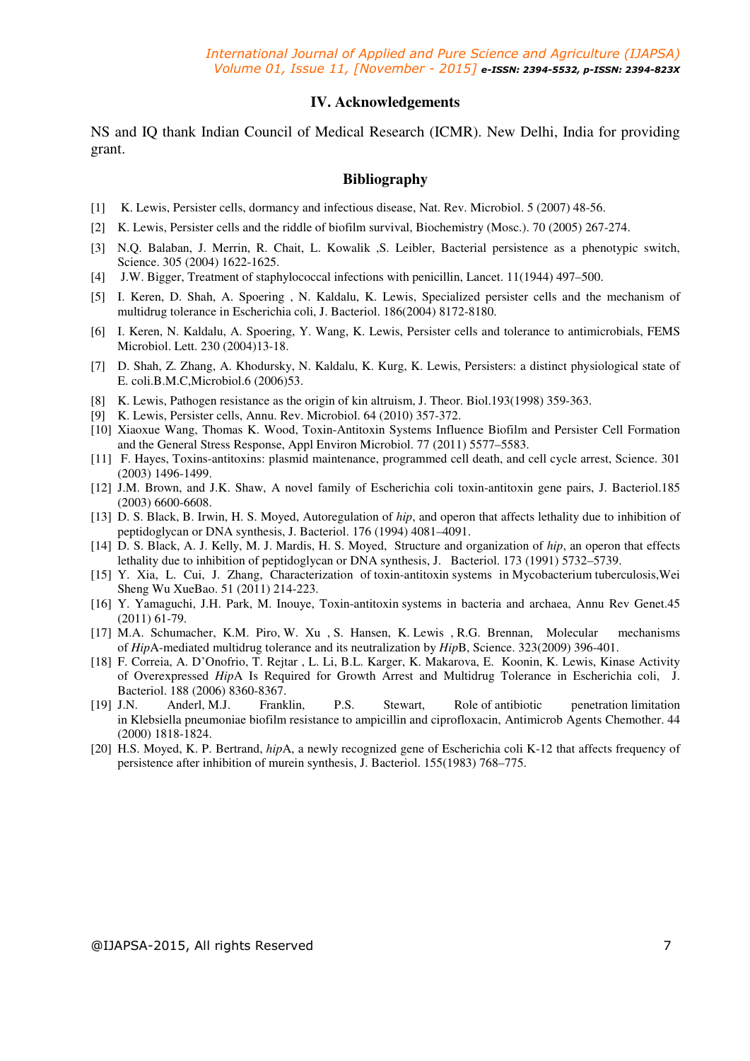## IV. Acknowledgements

NS and IQ thank Indian Council of Medical Research (ICMR). New Delhi, India for providing grant.

## Bibliography

[1] K. Lewis, Persister cells, dormancy and infectious disease, Nat. Rev. Microbiol. 5 (2007) 48-56.

[2] K. Lewis, Persister cells and the riddle of biofilm survival, Biochemistry (Mosc.). 70 (2005) 267-274.

[3] N.Q. Balaban, J. Merrin, R. Chait, L. Kowalik ,S. Leibler, Bacterial persistence as a phenotypic switch, Science. 305 (2004) 1622-1625.

[4] J.W. Bigger, Treatment of staphylococcal infections with penicillin, Lancet. 11(1944) 497–500.

[5] I. Keren, D. Shah, A. Spoering , N. Kaldalu, K. Lewis, Specialized persister cells and the mechanism of multidrug tolerance in Escherichia coli, J. Bacteriol. 186(2004) 8172-8180.

[6] I. Keren, N. Kaldalu, A. Spoering, Y. Wang, K. Lewis, Persister cells and tolerance to antimicrobials, FEMS Microbiol. Lett. 230 (2004)13-18.

[7] D. Shah, Z. Zhang, A. Khodursky, N. Kaldalu, K. Kurg, K. Lewis, Persisters: a distinct physiological state of E. coli.B.M.C,Microbiol.6 (2006)53.

[8] K. Lewis, Pathogen resistance as the origin of kin altruism, J. Theor. Biol.193(1998) 359-363.

[9] K. Lewis, Persister cells, Annu. Rev. Microbiol. 64 (2010) 357-372.

[10] Xiaoxue Wang, Thomas K. Wood, Toxin-Antitoxin Systems Influence Biofilm and Persister Cell Formation and the General Stress Response, Appl Environ Microbiol. 77 (2011) 5577–5583.

[11] F. Hayes, Toxins-antitoxins: plasmid maintenance, programmed cell death, and cell cycle arrest, Science. 301 (2003) 1496-1499.

[12] J.M. Brown, and J.K. Shaw, A novel family of Escherichia coli toxin-antitoxin gene pairs, J. Bacteriol.185 (2003) 6600-6608.

[13] D. S. Black, B. Irwin, H. S. Moyed, Autoregulation of *hip*, and operon that affects lethality due to inhibition of peptidoglycan or DNA synthesis, J. Bacteriol. 176 (1994) 4081–4091.

[14] D. S. Black, A. J. Kelly, M. J. Mardis, H. S. Moyed, Structure and organization of *hip*, an operon that effects lethality due to inhibition of peptidoglycan or DNA synthesis, J. Bacteriol. 173 (1991) 5732–5739.

[15] Y. Xia, L. Cui, J. Zhang, Characterization of toxin-antitoxin systems in Mycobacterium tuberculosis,Wei Sheng Wu XueBao. 51 (2011) 214-223.

[16] Y. Yamaguchi, J.H. Park, M. Inouye, Toxin-antitoxin systems in bacteria and archaea, Annu Rev Genet.45 (2011) 61-79.

[17] M.A. Schumacher, K.M. Piro, W. Xu , S. Hansen, K. Lewis , R.G. Brennan, Molecular mechanisms of *Hip*A-mediated multidrug tolerance and its neutralization by *Hip*B, Science. 323(2009) 396-401.

[18] F. Correia, A. D'Onofrio, T. Rejtar , L. Li, B.L. Karger, K. Makarova, E. Koonin, K. Lewis, Kinase Activity of Overexpressed *Hip*A Is Required for Growth Arrest and Multidrug Tolerance in Escherichia coli, J. Bacteriol. 188 (2006) 8360-8367.

[19] J.N. Anderl, M.J. Franklin, P.S. Stewart, Role of antibiotic penetration limitation in Klebsiella pneumoniae biofilm resistance to ampicillin and ciprofloxacin, Antimicrob Agents Chemother. 44 (2000) 1818-1824.

[20] H.S. Moyed, K. P. Bertrand, *hip*A, a newly recognized gene of Escherichia coli K-12 that affects frequency of persistence after inhibition of murein synthesis, J. Bacteriol. 155(1983) 768–775.